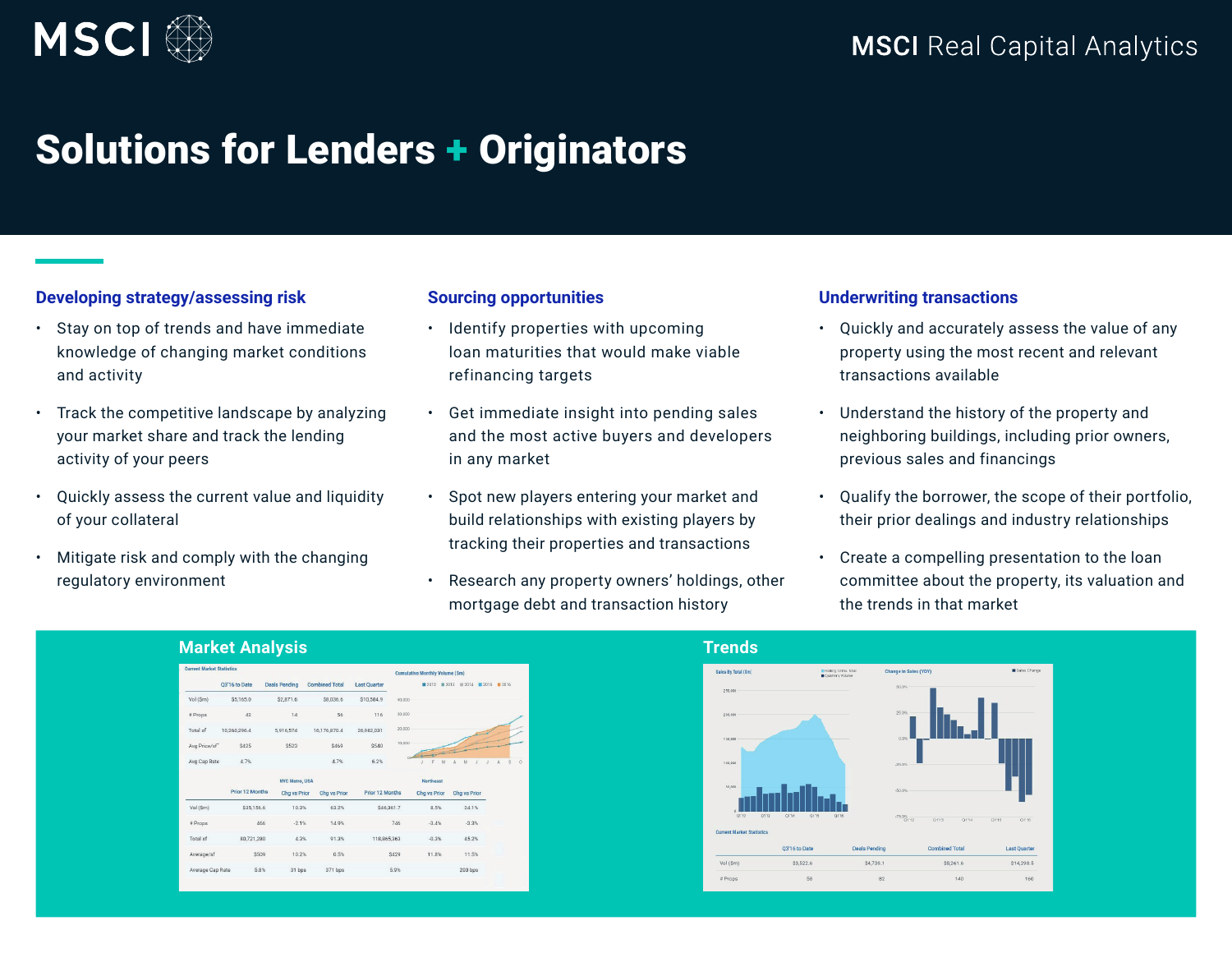MSCI

MSCI Real Capital Analytics

# Solutions for Lenders + Originators

### Developing strategy/assessing risk

- Stay on top of trends and have immediate knowledge of changing market conditions and activity
- Track the competitive landscape by analyzing your market share and track the lending activity of your peers
- Quickly assess the current value and liquidity of your collateral
- Mitigate risk and comply with the changing regulatory environment

### Sourcing opportunities

- Identify properties with upcoming loan maturities that would make viable refinancing targets
- Get immediate insight into pending sales and the most active buyers and developers in any market
- Spot new players entering your market and build relationships with existing players by tracking their properties and transactions
- Research any property owners' holdings, other mortgage debt and transaction history

### Underwriting transactions

- Quickly and accurately assess the value of any property using the most recent and relevant transactions available
- Understand the history of the property and neighboring buildings, including prior owners, previous sales and financings
- Qualify the borrower, the scope of their portfolio, their prior dealings and industry relationships
- Create a compelling presentation to the loan committee about the property, its valuation and the trends in that market

### Market Analysis

### Trends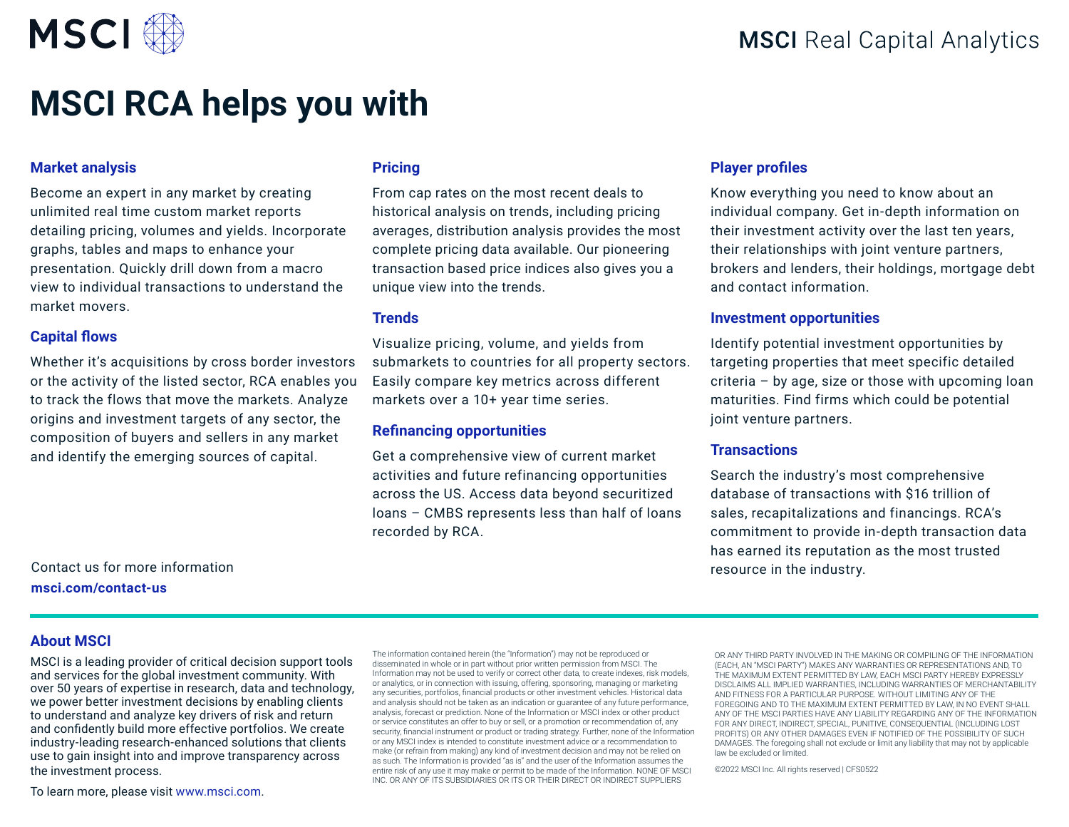# MSCI RCA helps you with

### Market analysis

Become an expert in any market by creating unlimited real time custom market reports detailing pricing, volumes and yields. Incorporate graphs, tables and maps to enhance your presentation. Quickly drill down from a macro view to individual transactions to understand the market movers.

### Capital flows

Whether it's acquisitions by cross border investors or the activity of the listed sector, RCA enables you to track the flows that move the markets. Analyze origins and investment targets of any sector, the composition of buyers and sellers in any market and identify the emerging sources of capital.

### Pricing

From cap rates on the most recent deals to historical analysis on trends, including pricing averages, distribution analysis provides the most complete pricing data available. Our pioneering transaction based price indices also gives you a unique view into the trends.

### Trends

Visualize pricing, volume, and yields from submarkets to countries for all property sectors. Easily compare key metrics across different markets over a 10+ year time series.

### Refinancing opportunities

Get a comprehensive view of current market activities and future refinancing opportunities across the US. Access data beyond securitized loans – CMBS represents less than half of loans recorded by RCA.

### Player profiles

Know everything you need to know about an individual company. Get in-depth information on their investment activity over the last ten years, their relationships with joint venture partners, brokers and lenders, their holdings, mortgage debt and contact information.

### Investment opportunities

Identify potential investment opportunities by targeting properties that meet specific detailed criteria – by age, size or those with upcoming loan maturities. Find firms which could be potential joint venture partners.

### Transactions

Search the industry's most comprehensive database of transactions with $16 trillion of sales, recapitalizations and financings. RCA's commitment to provide in-depth transaction data has earned its reputation as the most trusted resource in the industry.

Contact us for more information
**msci.com/contact-us**

### About MSCI

MSCI is a leading provider of critical decision support tools and services for the global investment community. With over 50 years of expertise in research, data and technology, we power better investment decisions by enabling clients to understand and analyze key drivers of risk and return and confidently build more effective portfolios. We create industry-leading research-enhanced solutions that clients use to gain insight into and improve transparency across the investment process.

To learn more, please visit www.msci.com.

The information contained herein (the "Information") may not be reproduced or disseminated in whole or in part without prior written permission from MSCI. The Information may not be used to verify or correct other data, to create indexes, risk models, or analytics, or in connection with issuing, offering, sponsoring, managing or marketing any securities, portfolios, financial products or other investment vehicles. Historical data and analysis should not be taken as an indication or guarantee of any future performance, analysis, forecast or prediction. None of the Information or MSCI index or other product or service constitutes an offer to buy or sell, or a promotion or recommendation of, any security, financial instrument or product or trading strategy. Further, none of the Information or any MSCI index is intended to constitute investment advice or a recommendation to make (or refrain from making) any kind of investment decision and may not be relied on as such. The Information is provided "as is" and the user of the Information assumes the entire risk of any use it may make or permit to be made of the Information. NONE OF MSCI INC. OR ANY OF ITS SUBSIDIARIES OR ITS OR THEIR DIRECT OR INDIRECT SUPPLIERS OR ANY THIRD PARTY INVOLVED IN THE MAKING OR COMPILING OF THE INFORMATION (EACH, AN "MSCI PARTY") MAKES ANY WARRANTIES OR REPRESENTATIONS AND, TO THE MAXIMUM EXTENT PERMITTED BY LAW, EACH MSCI PARTY HEREBY EXPRESSLY DISCLAIMS ALL IMPLIED WARRANTIES, INCLUDING WARRANTIES OF MERCHANTABILITY AND FITNESS FOR A PARTICULAR PURPOSE. WITHOUT LIMITING ANY OF THE FOREGOING AND TO THE MAXIMUM EXTENT PERMITTED BY LAW, IN NO EVENT SHALL ANY OF THE MSCI PARTIES HAVE ANY LIABILITY REGARDING ANY OF THE INFORMATION FOR ANY DIRECT, INDIRECT, SPECIAL, PUNITIVE, CONSEQUENTIAL (INCLUDING LOST PROFITS) OR ANY OTHER DAMAGES EVEN IF NOTIFIED OF THE POSSIBILITY OF SUCH DAMAGES. The foregoing shall not exclude or limit any liability that may not by applicable law be excluded or limited.

©2022 MSCI Inc. All rights reserved | CFS0522